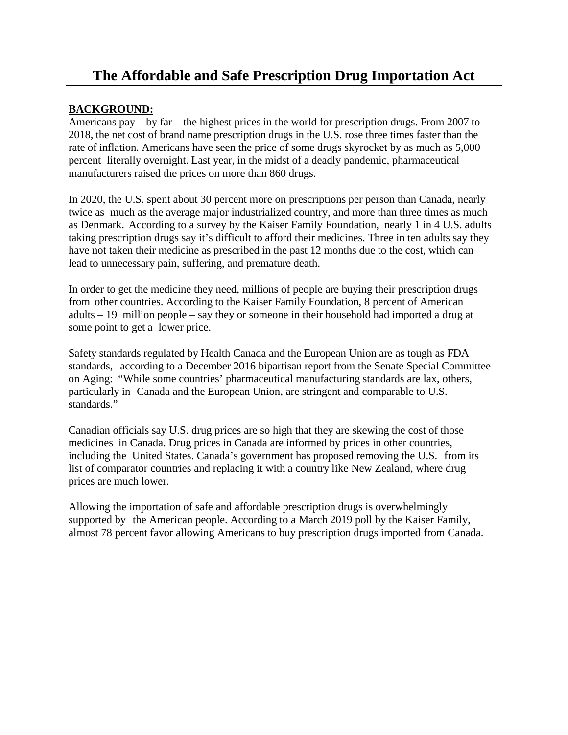# The Affordable and Safe Prescription Drug Importation Act

**BACKGROUND:**

Americans pay – by far – the highest prices in the world for prescription drugs. From 2007 to 2018, the net cost of brand name prescription drugs in the U.S. rose three times faster than the rate of inflation. Americans have seen the price of some drugs skyrocket by as much as 5,000 percent literally overnight. Last year, in the midst of a deadly pandemic, pharmaceutical manufacturers raised the prices on more than 860 drugs.

In 2020, the U.S. spent about 30 percent more on prescriptions per person than Canada, nearly twice as much as the average major industrialized country, and more than three times as much as Denmark. According to a survey by the Kaiser Family Foundation, nearly 1 in 4 U.S. adults taking prescription drugs say it's difficult to afford their medicines. Three in ten adults say they have not taken their medicine as prescribed in the past 12 months due to the cost, which can lead to unnecessary pain, suffering, and premature death.

In order to get the medicine they need, millions of people are buying their prescription drugs from other countries. According to the Kaiser Family Foundation, 8 percent of American adults – 19 million people – say they or someone in their household had imported a drug at some point to get a lower price.

Safety standards regulated by Health Canada and the European Union are as tough as FDA standards, according to a December 2016 bipartisan report from the Senate Special Committee on Aging: "While some countries' pharmaceutical manufacturing standards are lax, others, particularly in Canada and the European Union, are stringent and comparable to U.S. standards."

Canadian officials say U.S. drug prices are so high that they are skewing the cost of those medicines in Canada. Drug prices in Canada are informed by prices in other countries, including the United States. Canada's government has proposed removing the U.S. from its list of comparator countries and replacing it with a country like New Zealand, where drug prices are much lower.

Allowing the importation of safe and affordable prescription drugs is overwhelmingly supported by the American people. According to a March 2019 poll by the Kaiser Family, almost 78 percent favor allowing Americans to buy prescription drugs imported from Canada.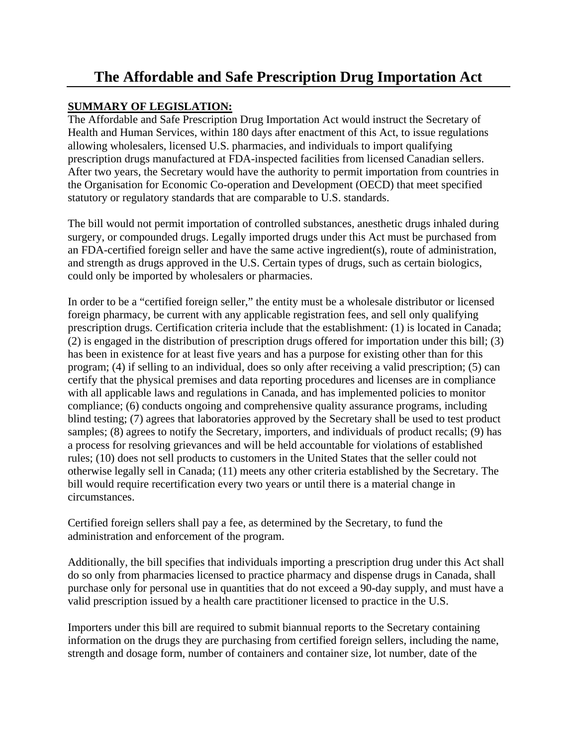# The Affordable and Safe Prescription Drug Importation Act

**SUMMARY OF LEGISLATION:**

The Affordable and Safe Prescription Drug Importation Act would instruct the Secretary of Health and Human Services, within 180 days after enactment of this Act, to issue regulations allowing wholesalers, licensed U.S. pharmacies, and individuals to import qualifying prescription drugs manufactured at FDA-inspected facilities from licensed Canadian sellers. After two years, the Secretary would have the authority to permit importation from countries in the Organisation for Economic Co-operation and Development (OECD) that meet specified statutory or regulatory standards that are comparable to U.S. standards.

The bill would not permit importation of controlled substances, anesthetic drugs inhaled during surgery, or compounded drugs. Legally imported drugs under this Act must be purchased from an FDA-certified foreign seller and have the same active ingredient(s), route of administration, and strength as drugs approved in the U.S. Certain types of drugs, such as certain biologics, could only be imported by wholesalers or pharmacies.

In order to be a "certified foreign seller," the entity must be a wholesale distributor or licensed foreign pharmacy, be current with any applicable registration fees, and sell only qualifying prescription drugs. Certification criteria include that the establishment: (1) is located in Canada; (2) is engaged in the distribution of prescription drugs offered for importation under this bill; (3) has been in existence for at least five years and has a purpose for existing other than for this program; (4) if selling to an individual, does so only after receiving a valid prescription; (5) can certify that the physical premises and data reporting procedures and licenses are in compliance with all applicable laws and regulations in Canada, and has implemented policies to monitor compliance; (6) conducts ongoing and comprehensive quality assurance programs, including blind testing; (7) agrees that laboratories approved by the Secretary shall be used to test product samples; (8) agrees to notify the Secretary, importers, and individuals of product recalls; (9) has a process for resolving grievances and will be held accountable for violations of established rules; (10) does not sell products to customers in the United States that the seller could not otherwise legally sell in Canada; (11) meets any other criteria established by the Secretary. The bill would require recertification every two years or until there is a material change in circumstances.

Certified foreign sellers shall pay a fee, as determined by the Secretary, to fund the administration and enforcement of the program.

Additionally, the bill specifies that individuals importing a prescription drug under this Act shall do so only from pharmacies licensed to practice pharmacy and dispense drugs in Canada, shall purchase only for personal use in quantities that do not exceed a 90-day supply, and must have a valid prescription issued by a health care practitioner licensed to practice in the U.S.

Importers under this bill are required to submit biannual reports to the Secretary containing information on the drugs they are purchasing from certified foreign sellers, including the name, strength and dosage form, number of containers and container size, lot number, date of the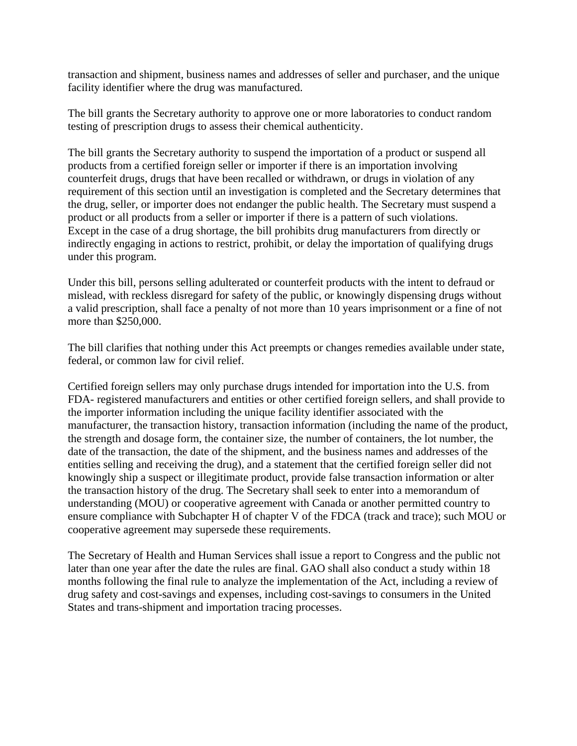transaction and shipment, business names and addresses of seller and purchaser, and the unique facility identifier where the drug was manufactured.

The bill grants the Secretary authority to approve one or more laboratories to conduct random testing of prescription drugs to assess their chemical authenticity.

The bill grants the Secretary authority to suspend the importation of a product or suspend all products from a certified foreign seller or importer if there is an importation involving counterfeit drugs, drugs that have been recalled or withdrawn, or drugs in violation of any requirement of this section until an investigation is completed and the Secretary determines that the drug, seller, or importer does not endanger the public health. The Secretary must suspend a product or all products from a seller or importer if there is a pattern of such violations. Except in the case of a drug shortage, the bill prohibits drug manufacturers from directly or indirectly engaging in actions to restrict, prohibit, or delay the importation of qualifying drugs under this program.

Under this bill, persons selling adulterated or counterfeit products with the intent to defraud or mislead, with reckless disregard for safety of the public, or knowingly dispensing drugs without a valid prescription, shall face a penalty of not more than 10 years imprisonment or a fine of not more than $250,000.

The bill clarifies that nothing under this Act preempts or changes remedies available under state, federal, or common law for civil relief.

Certified foreign sellers may only purchase drugs intended for importation into the U.S. from FDA- registered manufacturers and entities or other certified foreign sellers, and shall provide to the importer information including the unique facility identifier associated with the manufacturer, the transaction history, transaction information (including the name of the product, the strength and dosage form, the container size, the number of containers, the lot number, the date of the transaction, the date of the shipment, and the business names and addresses of the entities selling and receiving the drug), and a statement that the certified foreign seller did not knowingly ship a suspect or illegitimate product, provide false transaction information or alter the transaction history of the drug. The Secretary shall seek to enter into a memorandum of understanding (MOU) or cooperative agreement with Canada or another permitted country to ensure compliance with Subchapter H of chapter V of the FDCA (track and trace); such MOU or cooperative agreement may supersede these requirements.

The Secretary of Health and Human Services shall issue a report to Congress and the public not later than one year after the date the rules are final. GAO shall also conduct a study within 18 months following the final rule to analyze the implementation of the Act, including a review of drug safety and cost-savings and expenses, including cost-savings to consumers in the United States and trans-shipment and importation tracing processes.